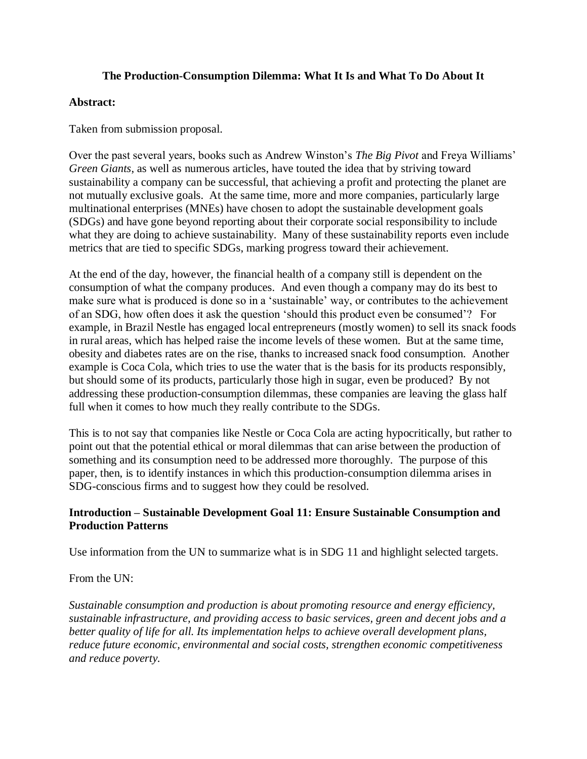# The Production-Consumption Dilemma: What It Is and What To Do About It

**Abstract:**

Taken from submission proposal.

Over the past several years, books such as Andrew Winston's *The Big Pivot* and Freya Williams' *Green Giants*, as well as numerous articles, have touted the idea that by striving toward sustainability a company can be successful, that achieving a profit and protecting the planet are not mutually exclusive goals. At the same time, more and more companies, particularly large multinational enterprises (MNEs) have chosen to adopt the sustainable development goals (SDGs) and have gone beyond reporting about their corporate social responsibility to include what they are doing to achieve sustainability. Many of these sustainability reports even include metrics that are tied to specific SDGs, marking progress toward their achievement.

At the end of the day, however, the financial health of a company still is dependent on the consumption of what the company produces. And even though a company may do its best to make sure what is produced is done so in a 'sustainable' way, or contributes to the achievement of an SDG, how often does it ask the question 'should this product even be consumed'? For example, in Brazil Nestle has engaged local entrepreneurs (mostly women) to sell its snack foods in rural areas, which has helped raise the income levels of these women. But at the same time, obesity and diabetes rates are on the rise, thanks to increased snack food consumption. Another example is Coca Cola, which tries to use the water that is the basis for its products responsibly, but should some of its products, particularly those high in sugar, even be produced? By not addressing these production-consumption dilemmas, these companies are leaving the glass half full when it comes to how much they really contribute to the SDGs.

This is to not say that companies like Nestle or Coca Cola are acting hypocritically, but rather to point out that the potential ethical or moral dilemmas that can arise between the production of something and its consumption need to be addressed more thoroughly. The purpose of this paper, then, is to identify instances in which this production-consumption dilemma arises in SDG-conscious firms and to suggest how they could be resolved.

## Introduction – Sustainable Development Goal 11: Ensure Sustainable Consumption and Production Patterns

Use information from the UN to summarize what is in SDG 11 and highlight selected targets.

From the UN:

*Sustainable consumption and production is about promoting resource and energy efficiency, sustainable infrastructure, and providing access to basic services, green and decent jobs and a better quality of life for all. Its implementation helps to achieve overall development plans, reduce future economic, environmental and social costs, strengthen economic competitiveness and reduce poverty.*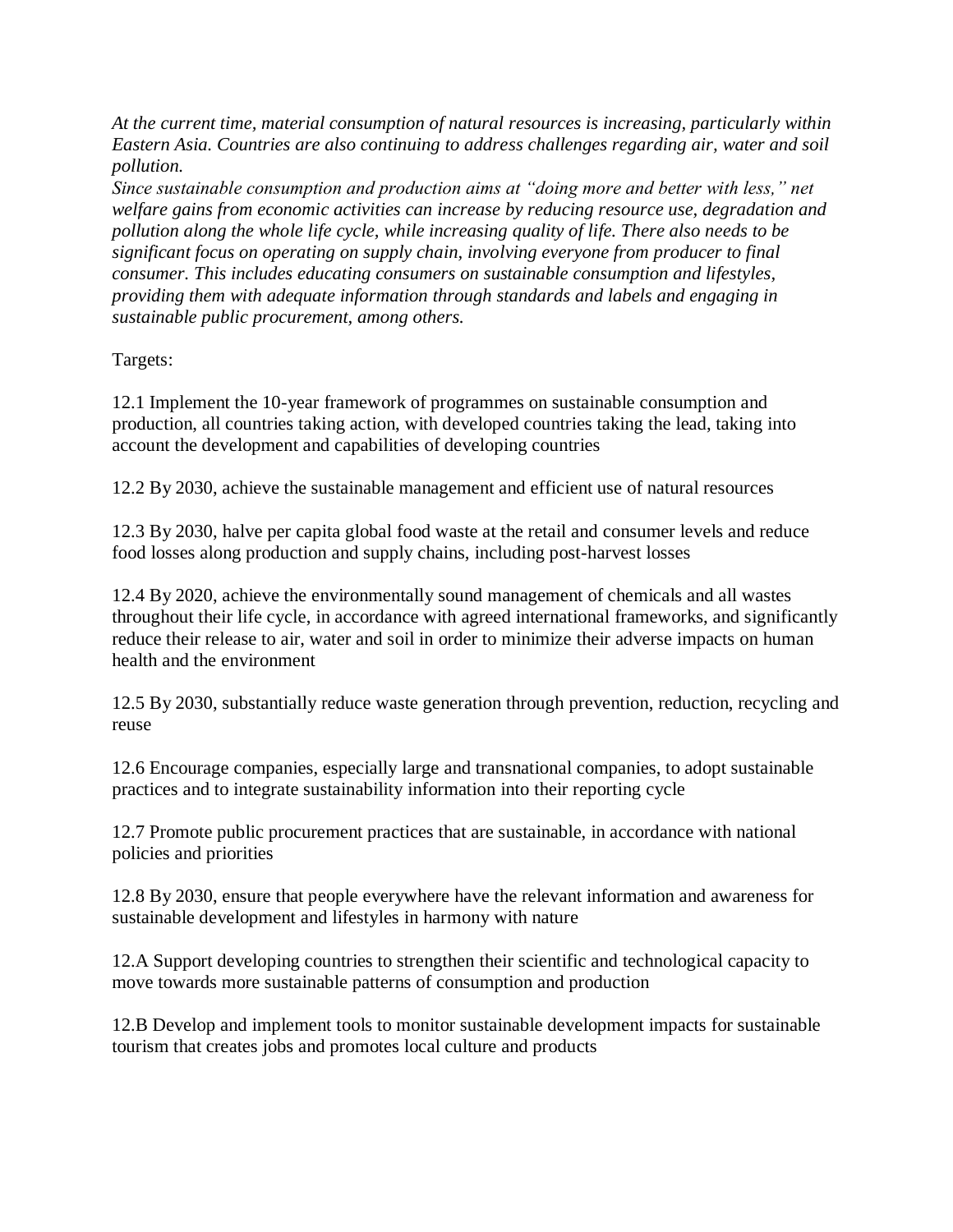*At the current time, material consumption of natural resources is increasing, particularly within Eastern Asia. Countries are also continuing to address challenges regarding air, water and soil pollution.*
*Since sustainable consumption and production aims at "doing more and better with less," net welfare gains from economic activities can increase by reducing resource use, degradation and pollution along the whole life cycle, while increasing quality of life. There also needs to be significant focus on operating on supply chain, involving everyone from producer to final consumer. This includes educating consumers on sustainable consumption and lifestyles, providing them with adequate information through standards and labels and engaging in sustainable public procurement, among others.*

Targets:

12.1 Implement the 10-year framework of programmes on sustainable consumption and production, all countries taking action, with developed countries taking the lead, taking into account the development and capabilities of developing countries

12.2 By 2030, achieve the sustainable management and efficient use of natural resources

12.3 By 2030, halve per capita global food waste at the retail and consumer levels and reduce food losses along production and supply chains, including post-harvest losses

12.4 By 2020, achieve the environmentally sound management of chemicals and all wastes throughout their life cycle, in accordance with agreed international frameworks, and significantly reduce their release to air, water and soil in order to minimize their adverse impacts on human health and the environment

12.5 By 2030, substantially reduce waste generation through prevention, reduction, recycling and reuse

12.6 Encourage companies, especially large and transnational companies, to adopt sustainable practices and to integrate sustainability information into their reporting cycle

12.7 Promote public procurement practices that are sustainable, in accordance with national policies and priorities

12.8 By 2030, ensure that people everywhere have the relevant information and awareness for sustainable development and lifestyles in harmony with nature

12.A Support developing countries to strengthen their scientific and technological capacity to move towards more sustainable patterns of consumption and production

12.B Develop and implement tools to monitor sustainable development impacts for sustainable tourism that creates jobs and promotes local culture and products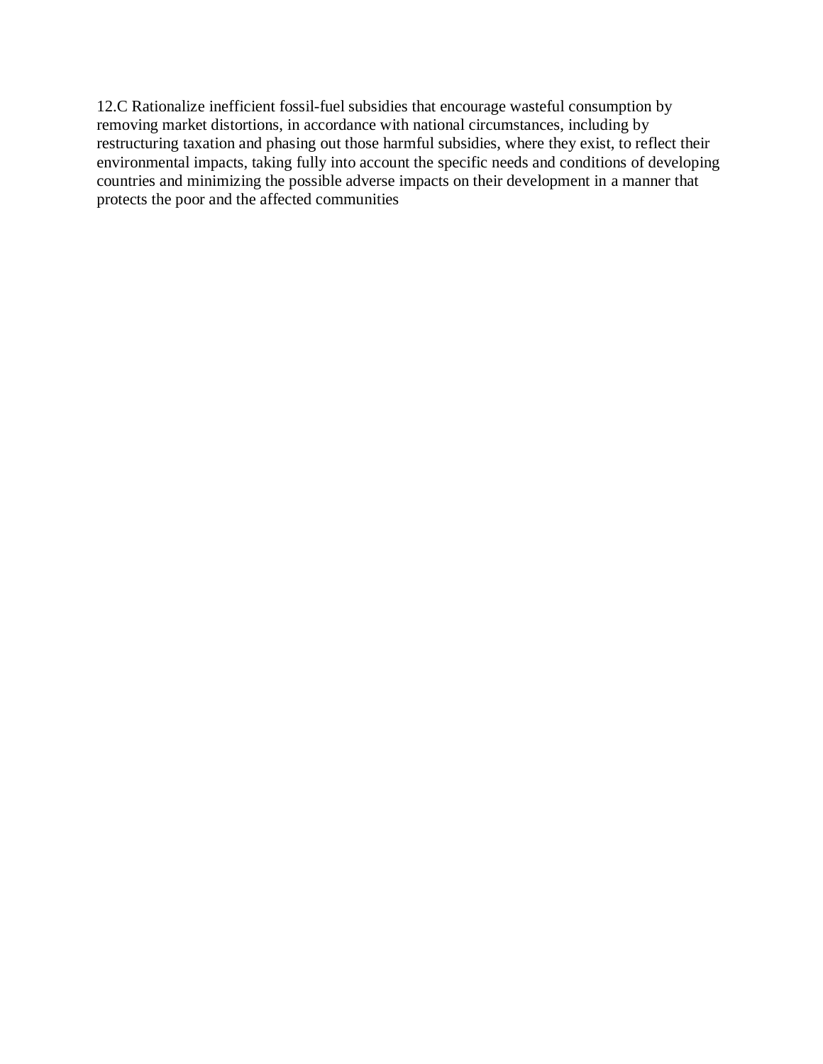12.C Rationalize inefficient fossil-fuel subsidies that encourage wasteful consumption by removing market distortions, in accordance with national circumstances, including by restructuring taxation and phasing out those harmful subsidies, where they exist, to reflect their environmental impacts, taking fully into account the specific needs and conditions of developing countries and minimizing the possible adverse impacts on their development in a manner that protects the poor and the affected communities